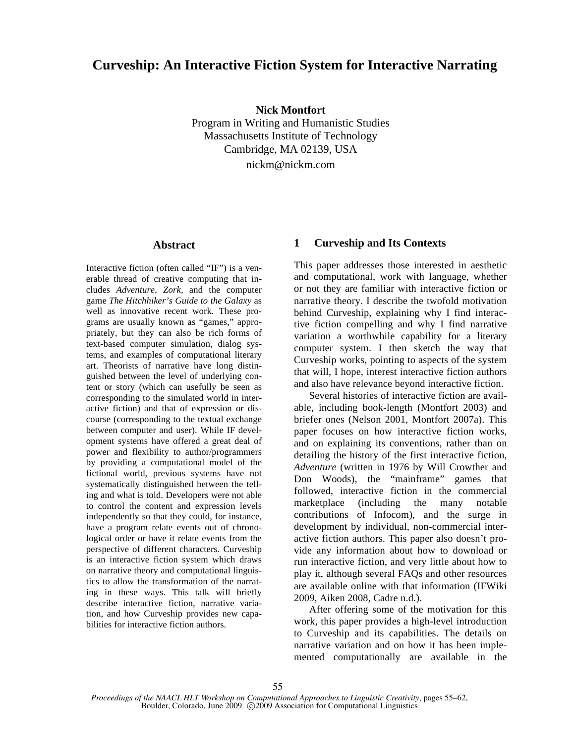# Curveship: An Interactive Fiction System for Interactive Narrating

**Nick Montfort**
Program in Writing and Humanistic Studies
Massachusetts Institute of Technology
Cambridge, MA 02139, USA
nickm@nickm.com

## Abstract

Interactive fiction (often called "IF") is a venerable thread of creative computing that includes *Adventure, Zork,* and the computer game *The Hitchhiker's Guide to the Galaxy* as well as innovative recent work. These programs are usually known as "games," appropriately, but they can also be rich forms of text-based computer simulation, dialog systems, and examples of computational literary art. Theorists of narrative have long distinguished between the level of underlying content or story (which can usefully be seen as corresponding to the simulated world in interactive fiction) and that of expression or discourse (corresponding to the textual exchange between computer and user). While IF development systems have offered a great deal of power and flexibility to author/programmers by providing a computational model of the fictional world, previous systems have not systematically distinguished between the telling and what is told. Developers were not able to control the content and expression levels independently so that they could, for instance, have a program relate events out of chronological order or have it relate events from the perspective of different characters. Curveship is an interactive fiction system which draws on narrative theory and computational linguistics to allow the transformation of the narrating in these ways. This talk will briefly describe interactive fiction, narrative variation, and how Curveship provides new capabilities for interactive fiction authors.

## 1 Curveship and Its Contexts

This paper addresses those interested in aesthetic and computational, work with language, whether or not they are familiar with interactive fiction or narrative theory. I describe the twofold motivation behind Curveship, explaining why I find interactive fiction compelling and why I find narrative variation a worthwhile capability for a literary computer system. I then sketch the way that Curveship works, pointing to aspects of the system that will, I hope, interest interactive fiction authors and also have relevance beyond interactive fiction.

Several histories of interactive fiction are available, including book-length (Montfort 2003) and briefer ones (Nelson 2001, Montfort 2007a). This paper focuses on how interactive fiction works, and on explaining its conventions, rather than on detailing the history of the first interactive fiction, *Adventure* (written in 1976 by Will Crowther and Don Woods), the "mainframe" games that followed, interactive fiction in the commercial marketplace (including the many notable contributions of Infocom), and the surge in development by individual, non-commercial interactive fiction authors. This paper also doesn't provide any information about how to download or run interactive fiction, and very little about how to play it, although several FAQs and other resources are available online with that information (IFWiki 2009, Aiken 2008, Cadre n.d.).

After offering some of the motivation for this work, this paper provides a high-level introduction to Curveship and its capabilities. The details on narrative variation and on how it has been implemented computationally are available in the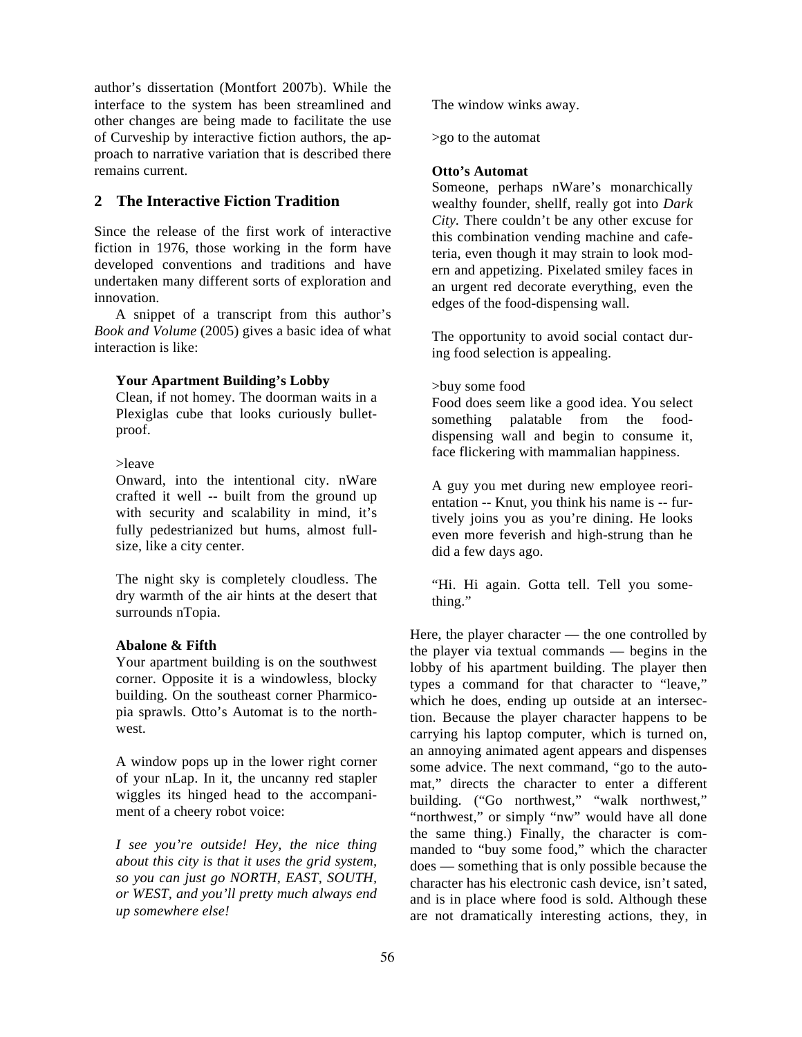author's dissertation (Montfort 2007b). While the interface to the system has been streamlined and other changes are being made to facilitate the use of Curveship by interactive fiction authors, the approach to narrative variation that is described there remains current.

## 2 The Interactive Fiction Tradition

Since the release of the first work of interactive fiction in 1976, those working in the form have developed conventions and traditions and have undertaken many different sorts of exploration and innovation.

A snippet of a transcript from this author's *Book and Volume* (2005) gives a basic idea of what interaction is like:

> **Your Apartment Building's Lobby**
> Clean, if not homey. The doorman waits in a Plexiglas cube that looks curiously bulletproof.
>
> \>leave
> Onward, into the intentional city. nWare crafted it well -- built from the ground up with security and scalability in mind, it's fully pedestrianized but hums, almost full-size, like a city center.
>
> The night sky is completely cloudless. The dry warmth of the air hints at the desert that surrounds nTopia.
>
> **Abalone & Fifth**
> Your apartment building is on the southwest corner. Opposite it is a windowless, blocky building. On the southeast corner Pharmicopia sprawls. Otto's Automat is to the northwest.
>
> A window pops up in the lower right corner of your nLap. In it, the uncanny red stapler wiggles its hinged head to the accompaniment of a cheery robot voice:
>
> *I see you're outside! Hey, the nice thing about this city is that it uses the grid system, so you can just go NORTH, EAST, SOUTH, or WEST, and you'll pretty much always end up somewhere else!*
>
> The window winks away.
>
> \>go to the automat
>
> **Otto's Automat**
> Someone, perhaps nWare's monarchically wealthy founder, shellf, really got into *Dark City*. There couldn't be any other excuse for this combination vending machine and cafeteria, even though it may strain to look modern and appetizing. Pixelated smiley faces in an urgent red decorate everything, even the edges of the food-dispensing wall.
>
> The opportunity to avoid social contact during food selection is appealing.
>
> \>buy some food
> Food does seem like a good idea. You select something palatable from the food-dispensing wall and begin to consume it, face flickering with mammalian happiness.
>
> A guy you met during new employee reorientation -- Knut, you think his name is -- furtively joins you as you're dining. He looks even more feverish and high-strung than he did a few days ago.
>
> "Hi. Hi again. Gotta tell. Tell you something."

Here, the player character — the one controlled by the player via textual commands — begins in the lobby of his apartment building. The player then types a command for that character to "leave," which he does, ending up outside at an intersection. Because the player character happens to be carrying his laptop computer, which is turned on, an annoying animated agent appears and dispenses some advice. The next command, "go to the automat," directs the character to enter a different building. ("Go northwest," "walk northwest," "northwest," or simply "nw" would have all done the same thing.) Finally, the character is commanded to "buy some food," which the character does — something that is only possible because the character has his electronic cash device, isn't sated, and is in place where food is sold. Although these are not dramatically interesting actions, they, in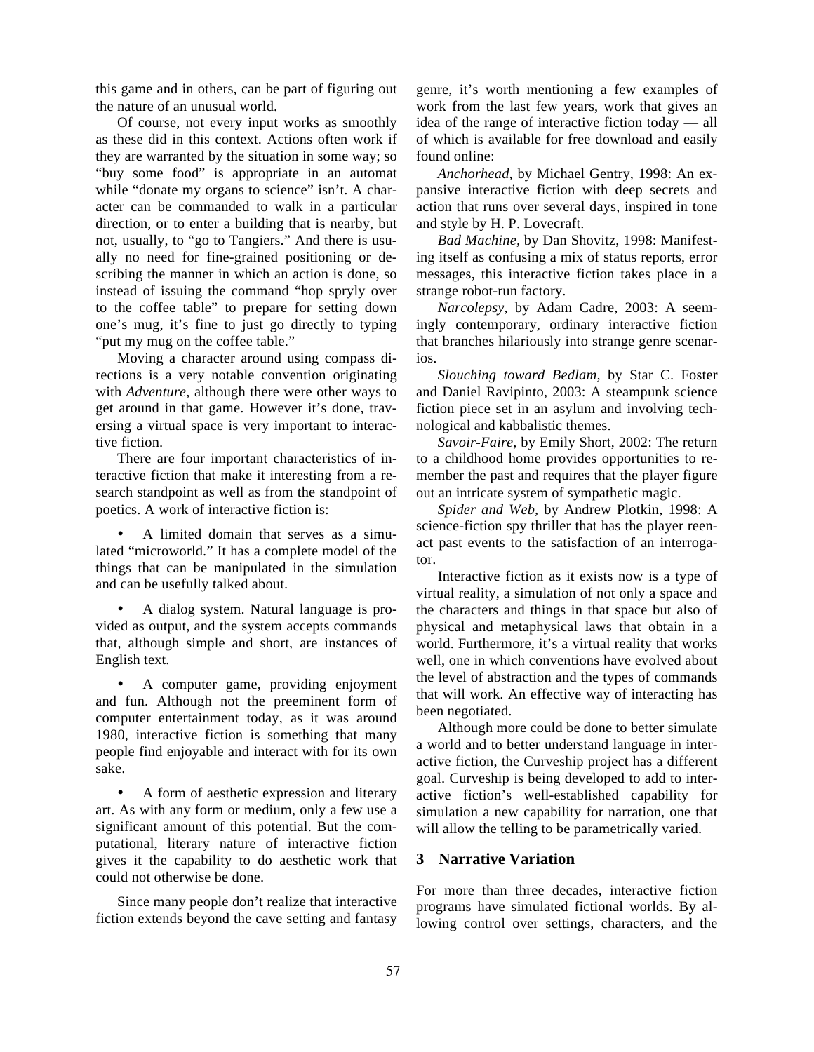this game and in others, can be part of figuring out the nature of an unusual world.

Of course, not every input works as smoothly as these did in this context. Actions often work if they are warranted by the situation in some way; so "buy some food" is appropriate in an automat while "donate my organs to science" isn't. A character can be commanded to walk in a particular direction, or to enter a building that is nearby, but not, usually, to "go to Tangiers." And there is usually no need for fine-grained positioning or describing the manner in which an action is done, so instead of issuing the command "hop spryly over to the coffee table" to prepare for setting down one's mug, it's fine to just go directly to typing "put my mug on the coffee table."

Moving a character around using compass directions is a very notable convention originating with *Adventure,* although there were other ways to get around in that game. However it's done, traversing a virtual space is very important to interactive fiction.

There are four important characteristics of interactive fiction that make it interesting from a research standpoint as well as from the standpoint of poetics. A work of interactive fiction is:

- A limited domain that serves as a simulated "microworld." It has a complete model of the things that can be manipulated in the simulation and can be usefully talked about.

- A dialog system. Natural language is provided as output, and the system accepts commands that, although simple and short, are instances of English text.

- A computer game, providing enjoyment and fun. Although not the preeminent form of computer entertainment today, as it was around 1980, interactive fiction is something that many people find enjoyable and interact with for its own sake.

- A form of aesthetic expression and literary art. As with any form or medium, only a few use a significant amount of this potential. But the computational, literary nature of interactive fiction gives it the capability to do aesthetic work that could not otherwise be done.

Since many people don't realize that interactive fiction extends beyond the cave setting and fantasy genre, it's worth mentioning a few examples of work from the last few years, work that gives an idea of the range of interactive fiction today — all of which is available for free download and easily found online:

*Anchorhead,* by Michael Gentry, 1998: An expansive interactive fiction with deep secrets and action that runs over several days, inspired in tone and style by H. P. Lovecraft.

*Bad Machine,* by Dan Shovitz, 1998: Manifesting itself as confusing a mix of status reports, error messages, this interactive fiction takes place in a strange robot-run factory.

*Narcolepsy,* by Adam Cadre, 2003: A seemingly contemporary, ordinary interactive fiction that branches hilariously into strange genre scenarios.

*Slouching toward Bedlam,* by Star C. Foster and Daniel Ravipinto, 2003: A steampunk science fiction piece set in an asylum and involving technological and kabbalistic themes.

*Savoir-Faire,* by Emily Short, 2002: The return to a childhood home provides opportunities to remember the past and requires that the player figure out an intricate system of sympathetic magic.

*Spider and Web,* by Andrew Plotkin, 1998: A science-fiction spy thriller that has the player reenact past events to the satisfaction of an interrogator.

Interactive fiction as it exists now is a type of virtual reality, a simulation of not only a space and the characters and things in that space but also of physical and metaphysical laws that obtain in a world. Furthermore, it's a virtual reality that works well, one in which conventions have evolved about the level of abstraction and the types of commands that will work. An effective way of interacting has been negotiated.

Although more could be done to better simulate a world and to better understand language in interactive fiction, the Curveship project has a different goal. Curveship is being developed to add to interactive fiction's well-established capability for simulation a new capability for narration, one that will allow the telling to be parametrically varied.

## 3 Narrative Variation

For more than three decades, interactive fiction programs have simulated fictional worlds. By allowing control over settings, characters, and the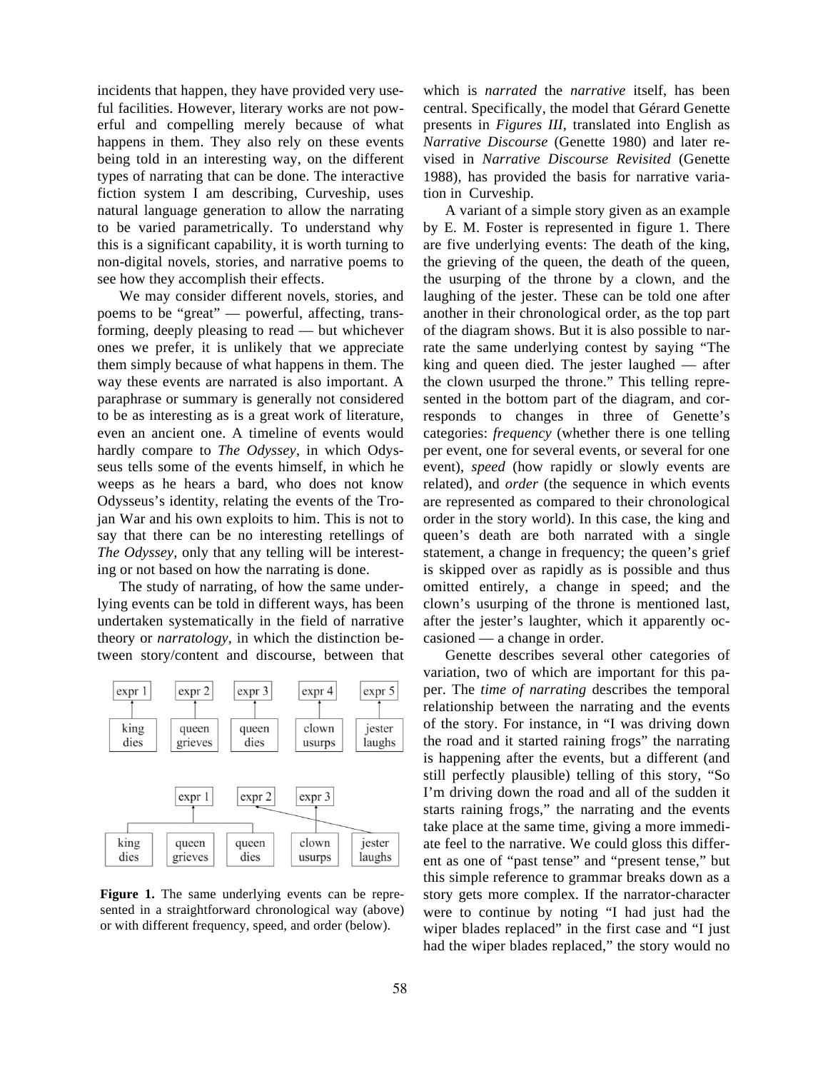incidents that happen, they have provided very useful facilities. However, literary works are not powerful and compelling merely because of what happens in them. They also rely on these events being told in an interesting way, on the different types of narrating that can be done. The interactive fiction system I am describing, Curveship, uses natural language generation to allow the narrating to be varied parametrically. To understand why this is a significant capability, it is worth turning to non-digital novels, stories, and narrative poems to see how they accomplish their effects.

We may consider different novels, stories, and poems to be "great" — powerful, affecting, transforming, deeply pleasing to read — but whichever ones we prefer, it is unlikely that we appreciate them simply because of what happens in them. The way these events are narrated is also important. A paraphrase or summary is generally not considered to be as interesting as is a great work of literature, even an ancient one. A timeline of events would hardly compare to *The Odyssey*, in which Odysseus tells some of the events himself, in which he weeps as he hears a bard, who does not know Odysseus's identity, relating the events of the Trojan War and his own exploits to him. This is not to say that there can be no interesting retellings of *The Odyssey,* only that any telling will be interesting or not based on how the narrating is done.

The study of narrating, of how the same underlying events can be told in different ways, has been undertaken systematically in the field of narrative theory or *narratology*, in which the distinction between story/content and discourse, between that which is *narrated* the *narrative* itself, has been central. Specifically, the model that Gérard Genette presents in *Figures III*, translated into English as *Narrative Discourse* (Genette 1980) and later revised in *Narrative Discourse Revisited* (Genette 1988), has provided the basis for narrative variation in Curveship.

**Figure 1.** The same underlying events can be represented in a straightforward chronological way (above) or with different frequency, speed, and order (below).

A variant of a simple story given as an example by E. M. Foster is represented in figure 1. There are five underlying events: The death of the king, the grieving of the queen, the death of the queen, the usurping of the throne by a clown, and the laughing of the jester. These can be told one after another in their chronological order, as the top part of the diagram shows. But it is also possible to narrate the same underlying contest by saying "The king and queen died. The jester laughed — after the clown usurped the throne." This telling represented in the bottom part of the diagram, and corresponds to changes in three of Genette's categories: *frequency* (whether there is one telling per event, one for several events, or several for one event), *speed* (how rapidly or slowly events are related), and *order* (the sequence in which events are represented as compared to their chronological order in the story world). In this case, the king and queen's death are both narrated with a single statement, a change in frequency; the queen's grief is skipped over as rapidly as is possible and thus omitted entirely, a change in speed; and the clown's usurping of the throne is mentioned last, after the jester's laughter, which it apparently occasioned — a change in order.

Genette describes several other categories of variation, two of which are important for this paper. The *time of narrating* describes the temporal relationship between the narrating and the events of the story. For instance, in "I was driving down the road and it started raining frogs" the narrating is happening after the events, but a different (and still perfectly plausible) telling of this story, "So I'm driving down the road and all of the sudden it starts raining frogs," the narrating and the events take place at the same time, giving a more immediate feel to the narrative. We could gloss this different as one of "past tense" and "present tense," but this simple reference to grammar breaks down as a story gets more complex. If the narrator-character were to continue by noting "I had just had the wiper blades replaced" in the first case and "I just had the wiper blades replaced," the story would no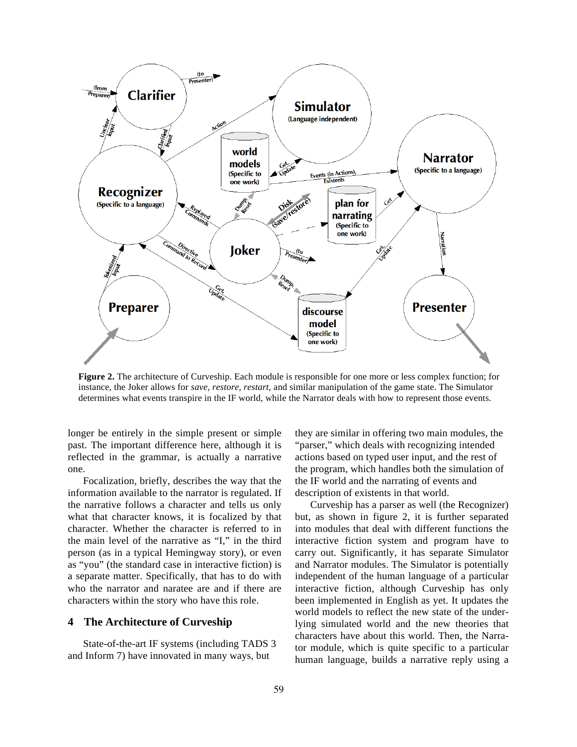**Figure 2.** The architecture of Curveship. Each module is responsible for one more or less complex function; for instance, the Joker allows for *save, restore, restart,* and similar manipulation of the game state. The Simulator determines what events transpire in the IF world, while the Narrator deals with how to represent those events.

longer be entirely in the simple present or simple past. The important difference here, although it is reflected in the grammar, is actually a narrative one.

Focalization, briefly, describes the way that the information available to the narrator is regulated. If the narrative follows a character and tells us only what that character knows, it is focalized by that character. Whether the character is referred to in the main level of the narrative as "I," in the third person (as in a typical Hemingway story), or even as "you" (the standard case in interactive fiction) is a separate matter. Specifically, that has to do with who the narrator and naratee are and if there are characters within the story who have this role.

## 4 The Architecture of Curveship

State-of-the-art IF systems (including TADS 3 and Inform 7) have innovated in many ways, but they are similar in offering two main modules, the "parser," which deals with recognizing intended actions based on typed user input, and the rest of the program, which handles both the simulation of the IF world and the narrating of events and description of existents in that world.

Curveship has a parser as well (the Recognizer) but, as shown in figure 2, it is further separated into modules that deal with different functions the interactive fiction system and program have to carry out. Significantly, it has separate Simulator and Narrator modules. The Simulator is potentially independent of the human language of a particular interactive fiction, although Curveship has only been implemented in English as yet. It updates the world models to reflect the new state of the underlying simulated world and the new theories that characters have about this world. Then, the Narrator module, which is quite specific to a particular human language, builds a narrative reply using a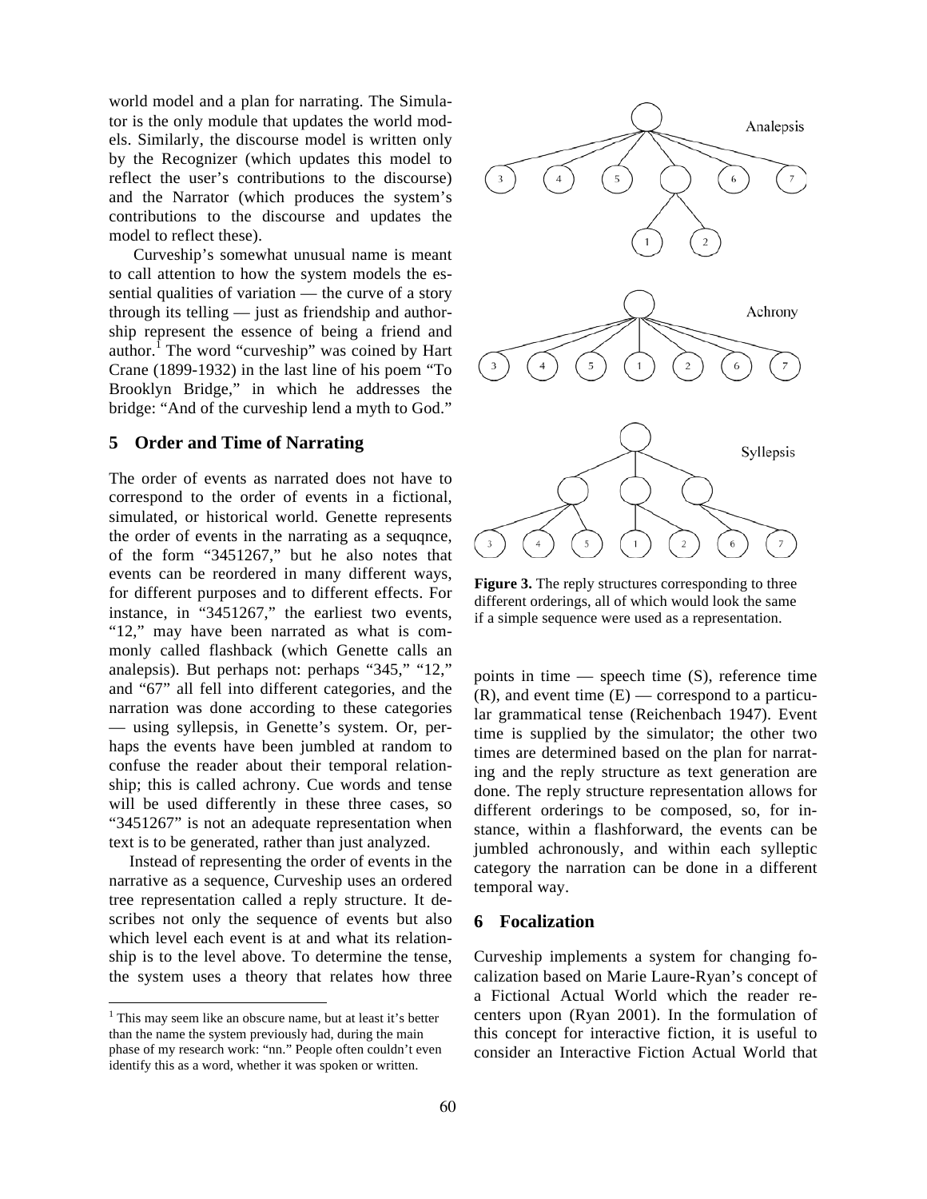world model and a plan for narrating. The Simulator is the only module that updates the world models. Similarly, the discourse model is written only by the Recognizer (which updates this model to reflect the user's contributions to the discourse) and the Narrator (which produces the system's contributions to the discourse and updates the model to reflect these).

Curveship's somewhat unusual name is meant to call attention to how the system models the essential qualities of variation — the curve of a story through its telling — just as friendship and authorship represent the essence of being a friend and author.[1] The word "curveship" was coined by Hart Crane (1899-1932) in the last line of his poem "To Brooklyn Bridge," in which he addresses the bridge: "And of the curveship lend a myth to God."

## 5 Order and Time of Narrating

The order of events as narrated does not have to correspond to the order of events in a fictional, simulated, or historical world. Genette represents the order of events in the narrating as a sequqnce, of the form "3451267," but he also notes that events can be reordered in many different ways, for different purposes and to different effects. For instance, in "3451267," the earliest two events, "12," may have been narrated as what is commonly called flashback (which Genette calls an analepsis). But perhaps not: perhaps "345," "12," and "67" all fell into different categories, and the narration was done according to these categories — using syllepsis, in Genette's system. Or, perhaps the events have been jumbled at random to confuse the reader about their temporal relationship; this is called achrony. Cue words and tense will be used differently in these three cases, so "3451267" is not an adequate representation when text is to be generated, rather than just analyzed.

Instead of representing the order of events in the narrative as a sequence, Curveship uses an ordered tree representation called a reply structure. It describes not only the sequence of events but also which level each event is at and what its relationship is to the level above. To determine the tense, the system uses a theory that relates how three points in time — speech time (S), reference time (R), and event time (E) — correspond to a particular grammatical tense (Reichenbach 1947). Event time is supplied by the simulator; the other two times are determined based on the plan for narrating and the reply structure as text generation are done. The reply structure representation allows for different orderings to be composed, so, for instance, within a flashforward, the events can be jumbled achronously, and within each sylleptic category the narration can be done in a different temporal way.

**Figure 3.** The reply structures corresponding to three different orderings, all of which would look the same if a simple sequence were used as a representation.

## 6 Focalization

Curveship implements a system for changing focalization based on Marie Laure-Ryan's concept of a Fictional Actual World which the reader recenters upon (Ryan 2001). In the formulation of this concept for interactive fiction, it is useful to consider an Interactive Fiction Actual World that

[1] This may seem like an obscure name, but at least it's better than the name the system previously had, during the main phase of my research work: "nn." People often couldn't even identify this as a word, whether it was spoken or written.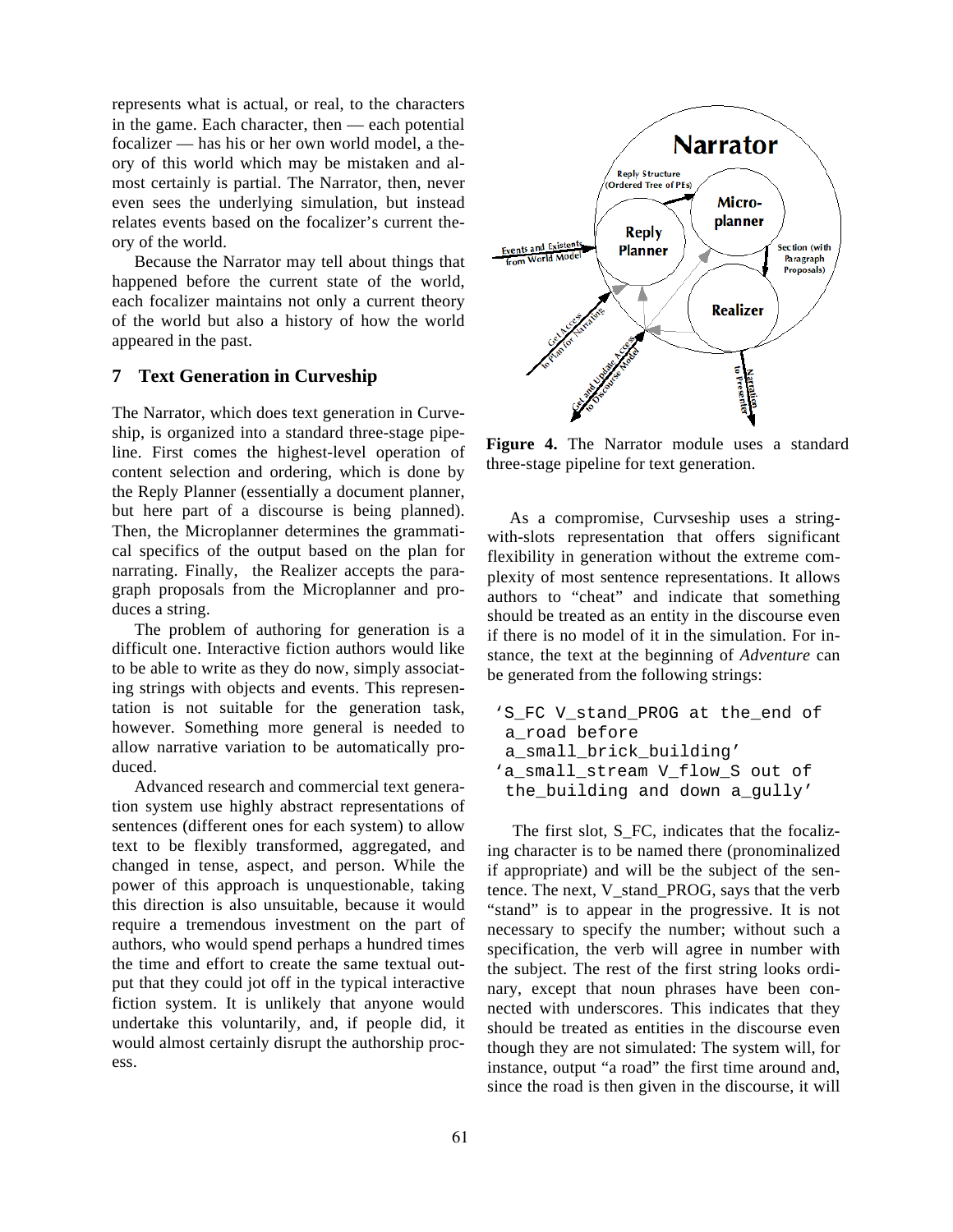represents what is actual, or real, to the characters in the game. Each character, then — each potential focalizer — has his or her own world model, a theory of this world which may be mistaken and almost certainly is partial. The Narrator, then, never even sees the underlying simulation, but instead relates events based on the focalizer's current theory of the world.

Because the Narrator may tell about things that happened before the current state of the world, each focalizer maintains not only a current theory of the world but also a history of how the world appeared in the past.

## 7 Text Generation in Curveship

The Narrator, which does text generation in Curveship, is organized into a standard three-stage pipeline. First comes the highest-level operation of content selection and ordering, which is done by the Reply Planner (essentially a document planner, but here part of a discourse is being planned). Then, the Microplanner determines the grammatical specifics of the output based on the plan for narrating. Finally, the Realizer accepts the paragraph proposals from the Microplanner and produces a string.

The problem of authoring for generation is a difficult one. Interactive fiction authors would like to be able to write as they do now, simply associating strings with objects and events. This representation is not suitable for the generation task, however. Something more general is needed to allow narrative variation to be automatically produced.

Advanced research and commercial text generation system use highly abstract representations of sentences (different ones for each system) to allow text to be flexibly transformed, aggregated, and changed in tense, aspect, and person. While the power of this approach is unquestionable, taking this direction is also unsuitable, because it would require a tremendous investment on the part of authors, who would spend perhaps a hundred times the time and effort to create the same textual output that they could jot off in the typical interactive fiction system. It is unlikely that anyone would undertake this voluntarily, and, if people did, it would almost certainly disrupt the authorship process.

**Figure 4.** The Narrator module uses a standard three-stage pipeline for text generation.

As a compromise, Curvseship uses a string-with-slots representation that offers significant flexibility in generation without the extreme complexity of most sentence representations. It allows authors to "cheat" and indicate that something should be treated as an entity in the discourse even if there is no model of it in the simulation. For instance, the text at the beginning of *Adventure* can be generated from the following strings:

```
'S_FC V_stand_PROG at the_end of
 a_road before
 a_small_brick_building'
'a_small_stream V_flow_S out of
 the_building and down a_gully'
```

The first slot, S_FC, indicates that the focalizing character is to be named there (pronominalized if appropriate) and will be the subject of the sentence. The next, V_stand_PROG, says that the verb "stand" is to appear in the progressive. It is not necessary to specify the number; without such a specification, the verb will agree in number with the subject. The rest of the first string looks ordinary, except that noun phrases have been connected with underscores. This indicates that they should be treated as entities in the discourse even though they are not simulated: The system will, for instance, output "a road" the first time around and, since the road is then given in the discourse, it will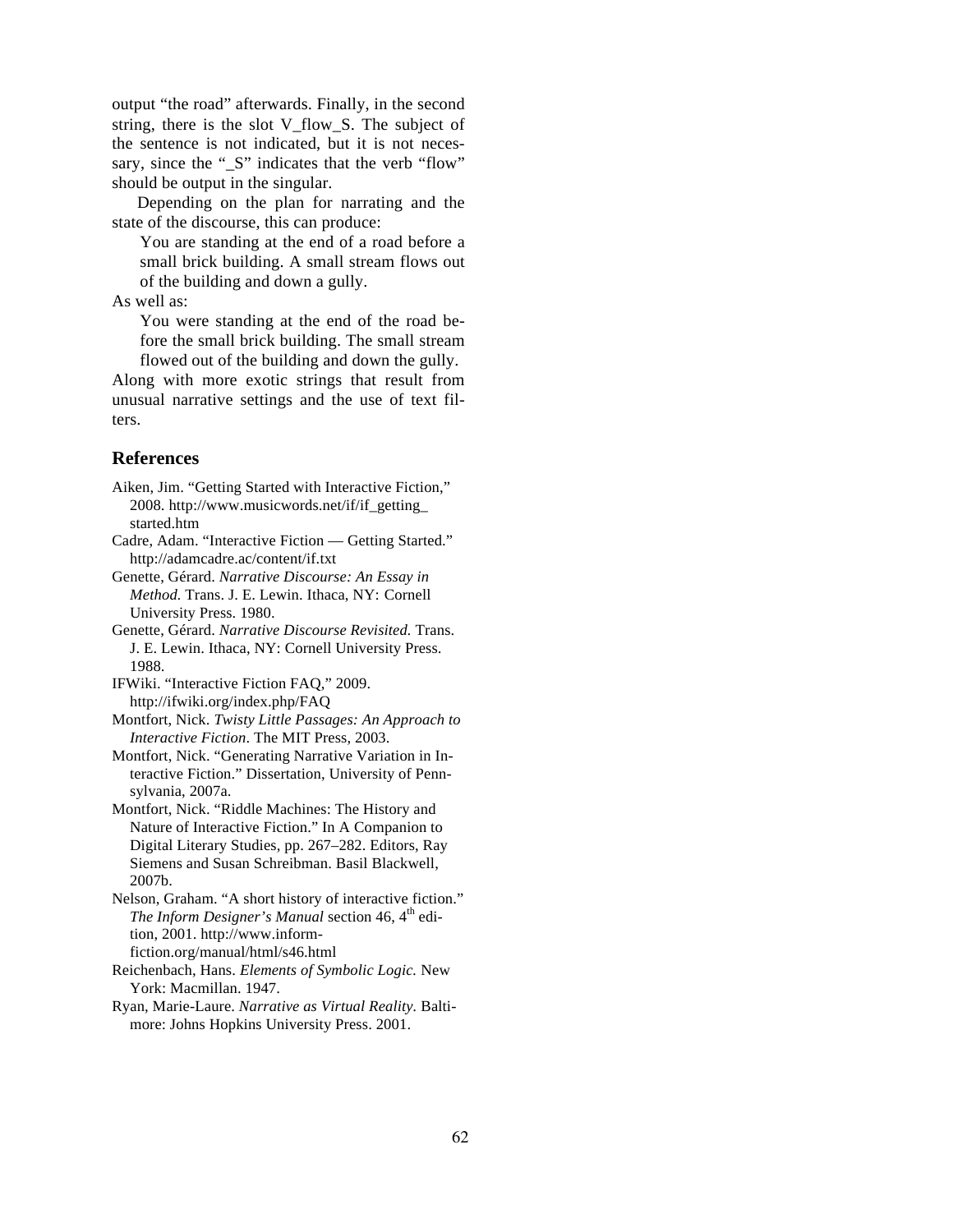output "the road" afterwards. Finally, in the second string, there is the slot V_flow_S. The subject of the sentence is not indicated, but it is not necessary, since the "_S" indicates that the verb "flow" should be output in the singular.

Depending on the plan for narrating and the state of the discourse, this can produce:

> You are standing at the end of a road before a small brick building. A small stream flows out of the building and down a gully.

As well as:

> You were standing at the end of the road before the small brick building. The small stream flowed out of the building and down the gully.

Along with more exotic strings that result from unusual narrative settings and the use of text filters.

## References

Aiken, Jim. "Getting Started with Interactive Fiction," 2008. http://www.musicwords.net/if/if_getting_started.htm

Cadre, Adam. "Interactive Fiction — Getting Started." http://adamcadre.ac/content/if.txt

Genette, Gérard. *Narrative Discourse: An Essay in Method.* Trans. J. E. Lewin. Ithaca, NY: Cornell University Press. 1980.

Genette, Gérard. *Narrative Discourse Revisited.* Trans. J. E. Lewin. Ithaca, NY: Cornell University Press. 1988.

IFWiki. "Interactive Fiction FAQ," 2009. http://ifwiki.org/index.php/FAQ

Montfort, Nick. *Twisty Little Passages: An Approach to Interactive Fiction*. The MIT Press, 2003.

Montfort, Nick. "Generating Narrative Variation in Interactive Fiction." Dissertation, University of Pennsylvania, 2007a.

Montfort, Nick. "Riddle Machines: The History and Nature of Interactive Fiction." In A Companion to Digital Literary Studies, pp. 267–282. Editors, Ray Siemens and Susan Schreibman. Basil Blackwell, 2007b.

Nelson, Graham. "A short history of interactive fiction." *The Inform Designer's Manual* section 46, 4th edition, 2001. http://www.inform-fiction.org/manual/html/s46.html

Reichenbach, Hans. *Elements of Symbolic Logic.* New York: Macmillan. 1947.

Ryan, Marie-Laure. *Narrative as Virtual Reality.* Baltimore: Johns Hopkins University Press. 2001.